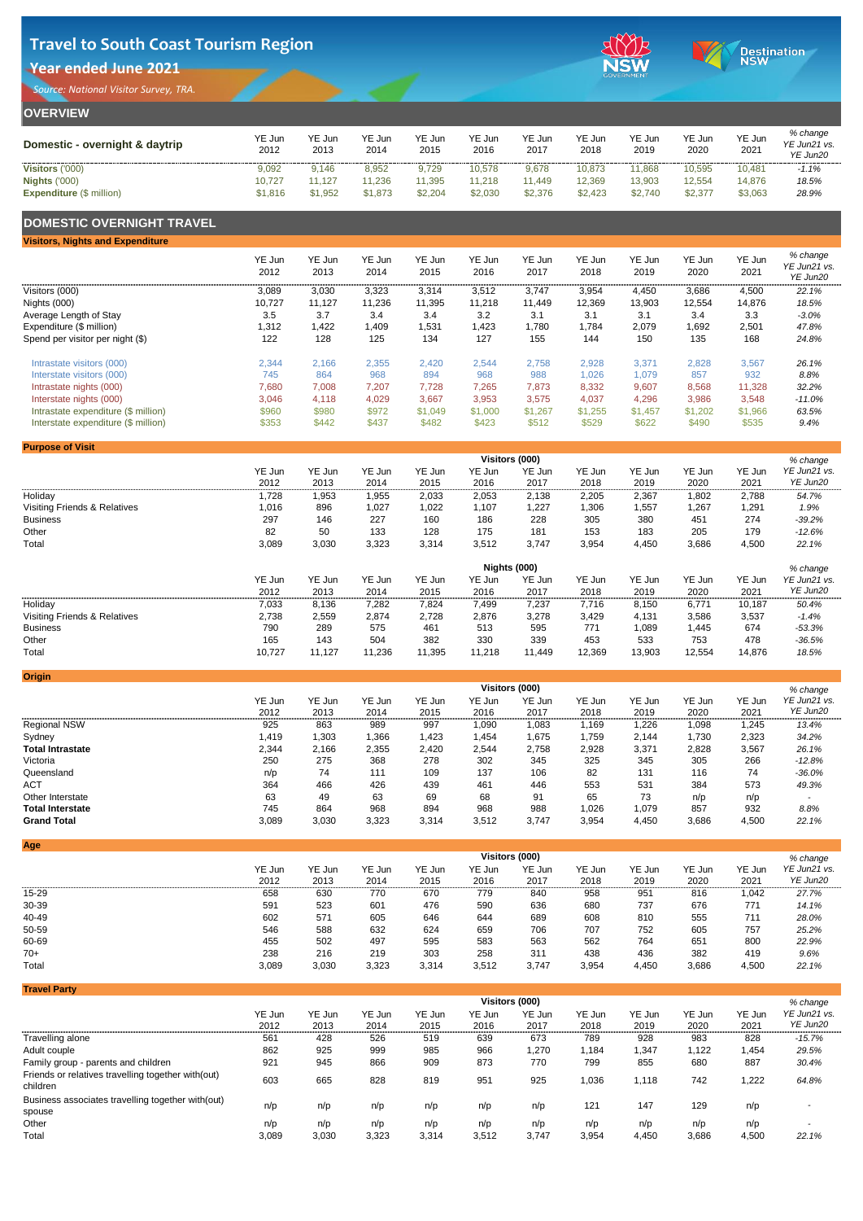# Travel to South Coast Tourism Region

## Year ended June 2021

*Source: National Visitor Survey, TRA.*

## OVERVIEW

| Domestic - overnight & daytrip | YE Jun 2012 | YE Jun 2013 | YE Jun 2014 | YE Jun 2015 | YE Jun 2016 | YE Jun 2017 | YE Jun 2018 | YE Jun 2019 | YE Jun 2020 | YE Jun 2021 | % change YE Jun21 vs. YE Jun20 |
|---|---|---|---|---|---|---|---|---|---|---|---|
| **Visitors** ('000) | 9,092 | 9,146 | 8,952 | 9,729 | 10,578 | 9,678 | 10,873 | 11,868 | 10,595 | 10,481 | -1.1% |
| **Nights** ('000) | 10,727 | 11,127 | 11,236 | 11,395 | 11,218 | 11,449 | 12,369 | 13,903 | 12,554 | 14,876 | 18.5% |
| **Expenditure** ($ million) | $1,816 | $1,952 | $1,873 | $2,204 | $2,030 | $2,376 | $2,423 | $2,740 | $2,377 | $3,063 | 28.9% |

## DOMESTIC OVERNIGHT TRAVEL

### Visitors, Nights and Expenditure

| | YE Jun 2012 | YE Jun 2013 | YE Jun 2014 | YE Jun 2015 | YE Jun 2016 | YE Jun 2017 | YE Jun 2018 | YE Jun 2019 | YE Jun 2020 | YE Jun 2021 | % change YE Jun21 vs. YE Jun20 |
|---|---|---|---|---|---|---|---|---|---|---|---|
| Visitors (000) | 3,089 | 3,030 | 3,323 | 3,314 | 3,512 | 3,747 | 3,954 | 4,450 | 3,686 | 4,500 | 22.1% |
| Nights (000) | 10,727 | 11,127 | 11,236 | 11,395 | 11,218 | 11,449 | 12,369 | 13,903 | 12,554 | 14,876 | 18.5% |
| Average Length of Stay | 3.5 | 3.7 | 3.4 | 3.4 | 3.2 | 3.1 | 3.1 | 3.1 | 3.4 | 3.3 | -3.0% |
| Expenditure ($ million) | 1,312 | 1,422 | 1,409 | 1,531 | 1,423 | 1,780 | 1,784 | 2,079 | 1,692 | 2,501 | 47.8% |
| Spend per visitor per night ($) | 122 | 128 | 125 | 134 | 127 | 155 | 144 | 150 | 135 | 168 | 24.8% |
| Intrastate visitors (000) | 2,344 | 2,166 | 2,355 | 2,420 | 2,544 | 2,758 | 2,928 | 3,371 | 2,828 | 3,567 | 26.1% |
| Interstate visitors (000) | 745 | 864 | 968 | 894 | 968 | 988 | 1,026 | 1,079 | 857 | 932 | 8.8% |
| Intrastate nights (000) | 7,680 | 7,008 | 7,207 | 7,728 | 7,265 | 7,873 | 8,332 | 9,607 | 8,568 | 11,328 | 32.2% |
| Interstate nights (000) | 3,046 | 4,118 | 4,029 | 3,667 | 3,953 | 3,575 | 4,037 | 4,296 | 3,986 | 3,548 | -11.0% |
| Intrastate expenditure ($ million) | $960 | $980 | $972 | $1,049 | $1,000 | $1,267 | $1,255 | $1,457 | $1,202 | $1,966 | 63.5% |
| Interstate expenditure ($ million) | $353 | $442 | $437 | $482 | $423 | $512 | $529 | $622 | $490 | $535 | 9.4% |

### Purpose of Visit

| Visitors (000) | YE Jun 2012 | YE Jun 2013 | YE Jun 2014 | YE Jun 2015 | YE Jun 2016 | YE Jun 2017 | YE Jun 2018 | YE Jun 2019 | YE Jun 2020 | YE Jun 2021 | % change YE Jun21 vs. YE Jun20 |
|---|---|---|---|---|---|---|---|---|---|---|---|
| Holiday | 1,728 | 1,953 | 1,955 | 2,033 | 2,053 | 2,138 | 2,205 | 2,367 | 1,802 | 2,788 | 54.7% |
| Visiting Friends & Relatives | 1,016 | 896 | 1,027 | 1,022 | 1,107 | 1,227 | 1,306 | 1,557 | 1,267 | 1,291 | 1.9% |
| Business | 297 | 146 | 227 | 160 | 186 | 228 | 305 | 380 | 451 | 274 | -39.2% |
| Other | 82 | 50 | 133 | 128 | 175 | 181 | 153 | 183 | 205 | 179 | -12.6% |
| Total | 3,089 | 3,030 | 3,323 | 3,314 | 3,512 | 3,747 | 3,954 | 4,450 | 3,686 | 4,500 | 22.1% |

| Nights (000) | YE Jun 2012 | YE Jun 2013 | YE Jun 2014 | YE Jun 2015 | YE Jun 2016 | YE Jun 2017 | YE Jun 2018 | YE Jun 2019 | YE Jun 2020 | YE Jun 2021 | % change YE Jun21 vs. YE Jun20 |
|---|---|---|---|---|---|---|---|---|---|---|---|
| Holiday | 7,033 | 8,136 | 7,282 | 7,824 | 7,499 | 7,237 | 7,716 | 8,150 | 6,771 | 10,187 | 50.4% |
| Visiting Friends & Relatives | 2,738 | 2,559 | 2,874 | 2,728 | 2,876 | 3,278 | 3,429 | 4,131 | 3,586 | 3,537 | -1.4% |
| Business | 790 | 289 | 575 | 461 | 513 | 595 | 771 | 1,089 | 1,445 | 674 | -53.3% |
| Other | 165 | 143 | 504 | 382 | 330 | 339 | 453 | 533 | 753 | 478 | -36.5% |
| Total | 10,727 | 11,127 | 11,236 | 11,395 | 11,218 | 11,449 | 12,369 | 13,903 | 12,554 | 14,876 | 18.5% |

### Origin

| Visitors (000) | YE Jun 2012 | YE Jun 2013 | YE Jun 2014 | YE Jun 2015 | YE Jun 2016 | YE Jun 2017 | YE Jun 2018 | YE Jun 2019 | YE Jun 2020 | YE Jun 2021 | % change YE Jun21 vs. YE Jun20 |
|---|---|---|---|---|---|---|---|---|---|---|---|
| Regional NSW | 925 | 863 | 989 | 997 | 1,090 | 1,083 | 1,169 | 1,226 | 1,098 | 1,245 | 13.4% |
| Sydney | 1,419 | 1,303 | 1,366 | 1,423 | 1,454 | 1,675 | 1,759 | 2,144 | 1,730 | 2,323 | 34.2% |
| **Total Intrastate** | 2,344 | 2,166 | 2,355 | 2,420 | 2,544 | 2,758 | 2,928 | 3,371 | 2,828 | 3,567 | 26.1% |
| Victoria | 250 | 275 | 368 | 278 | 302 | 345 | 325 | 345 | 305 | 266 | -12.8% |
| Queensland | n/p | 74 | 111 | 109 | 137 | 106 | 82 | 131 | 116 | 74 | -36.0% |
| ACT | 364 | 466 | 426 | 439 | 461 | 446 | 553 | 531 | 384 | 573 | 49.3% |
| Other Interstate | 63 | 49 | 63 | 69 | 68 | 91 | 65 | 73 | n/p | n/p | - |
| **Total Interstate** | 745 | 864 | 968 | 894 | 968 | 988 | 1,026 | 1,079 | 857 | 932 | 8.8% |
| **Grand Total** | 3,089 | 3,030 | 3,323 | 3,314 | 3,512 | 3,747 | 3,954 | 4,450 | 3,686 | 4,500 | 22.1% |

### Age

| Visitors (000) | YE Jun 2012 | YE Jun 2013 | YE Jun 2014 | YE Jun 2015 | YE Jun 2016 | YE Jun 2017 | YE Jun 2018 | YE Jun 2019 | YE Jun 2020 | YE Jun 2021 | % change YE Jun21 vs. YE Jun20 |
|---|---|---|---|---|---|---|---|---|---|---|---|
| 15-29 | 658 | 630 | 770 | 670 | 779 | 840 | 958 | 951 | 816 | 1,042 | 27.7% |
| 30-39 | 591 | 523 | 601 | 476 | 590 | 636 | 680 | 737 | 676 | 771 | 14.1% |
| 40-49 | 602 | 571 | 605 | 646 | 644 | 689 | 608 | 810 | 555 | 711 | 28.0% |
| 50-59 | 546 | 588 | 632 | 624 | 659 | 706 | 707 | 752 | 605 | 757 | 25.2% |
| 60-69 | 455 | 502 | 497 | 595 | 583 | 563 | 562 | 764 | 651 | 800 | 22.9% |
| 70+ | 238 | 216 | 219 | 303 | 258 | 311 | 438 | 436 | 382 | 419 | 9.6% |
| Total | 3,089 | 3,030 | 3,323 | 3,314 | 3,512 | 3,747 | 3,954 | 4,450 | 3,686 | 4,500 | 22.1% |

### Travel Party

| Visitors (000) | YE Jun 2012 | YE Jun 2013 | YE Jun 2014 | YE Jun 2015 | YE Jun 2016 | YE Jun 2017 | YE Jun 2018 | YE Jun 2019 | YE Jun 2020 | YE Jun 2021 | % change YE Jun21 vs. YE Jun20 |
|---|---|---|---|---|---|---|---|---|---|---|---|
| Travelling alone | 561 | 428 | 526 | 519 | 639 | 673 | 789 | 928 | 983 | 828 | -15.7% |
| Adult couple | 862 | 925 | 999 | 985 | 966 | 1,270 | 1,184 | 1,347 | 1,122 | 1,454 | 29.5% |
| Family group - parents and children | 921 | 945 | 866 | 909 | 873 | 770 | 799 | 855 | 680 | 887 | 30.4% |
| Friends or relatives travelling together with(out) children | 603 | 665 | 828 | 819 | 951 | 925 | 1,036 | 1,118 | 742 | 1,222 | 64.8% |
| Business associates travelling together with(out) spouse | n/p | n/p | n/p | n/p | n/p | n/p | 121 | 147 | 129 | n/p | - |
| Other | n/p | n/p | n/p | n/p | n/p | n/p | n/p | n/p | n/p | n/p | - |
| Total | 3,089 | 3,030 | 3,323 | 3,314 | 3,512 | 3,747 | 3,954 | 4,450 | 3,686 | 4,500 | 22.1% |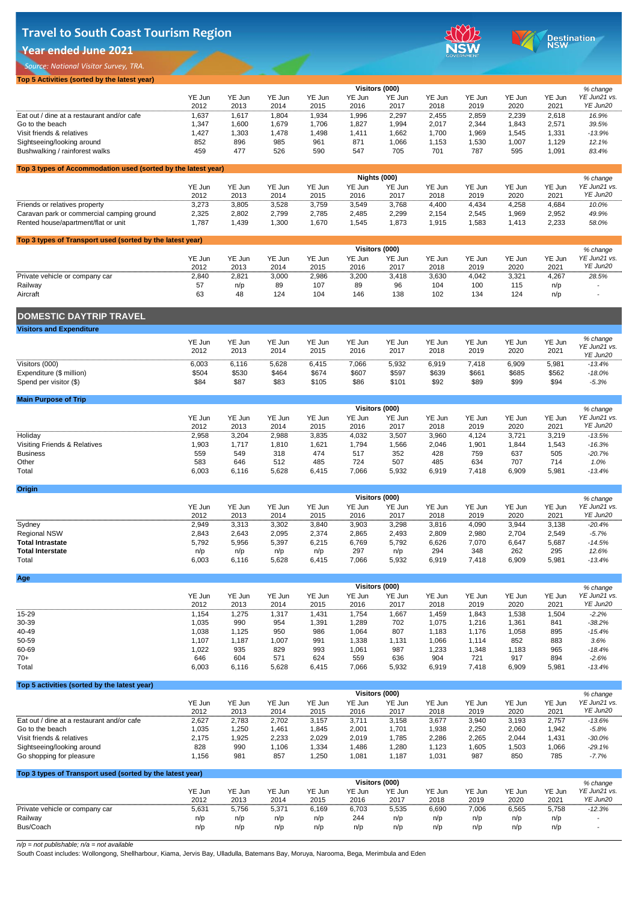# Travel to South Coast Tourism Region

## Year ended June 2021

*Source: National Visitor Survey, TRA.*

**Top 5 Activities (sorted by the latest year)**

| | Visitors (000) | | | | | | | | | | % change |
|---|---|---|---|---|---|---|---|---|---|---|---|
| | YE Jun 2012 | YE Jun 2013 | YE Jun 2014 | YE Jun 2015 | YE Jun 2016 | YE Jun 2017 | YE Jun 2018 | YE Jun 2019 | YE Jun 2020 | YE Jun 2021 | YE Jun21 vs. YE Jun20 |
| Eat out / dine at a restaurant and/or cafe | 1,637 | 1,617 | 1,804 | 1,934 | 1,996 | 2,297 | 2,455 | 2,859 | 2,239 | 2,618 | 16.9% |
| Go to the beach | 1,347 | 1,600 | 1,679 | 1,706 | 1,827 | 1,994 | 2,017 | 2,344 | 1,843 | 2,571 | 39.5% |
| Visit friends & relatives | 1,427 | 1,303 | 1,478 | 1,498 | 1,411 | 1,662 | 1,700 | 1,969 | 1,545 | 1,331 | -13.9% |
| Sightseeing/looking around | 852 | 896 | 985 | 961 | 871 | 1,066 | 1,153 | 1,530 | 1,007 | 1,129 | 12.1% |
| Bushwalking / rainforest walks | 459 | 477 | 526 | 590 | 547 | 705 | 701 | 787 | 595 | 1,091 | 83.4% |

**Top 3 types of Accommodation used (sorted by the latest year)**

| | Nights (000) | | | | | | | | | | % change |
|---|---|---|---|---|---|---|---|---|---|---|---|
| | YE Jun 2012 | YE Jun 2013 | YE Jun 2014 | YE Jun 2015 | YE Jun 2016 | YE Jun 2017 | YE Jun 2018 | YE Jun 2019 | YE Jun 2020 | YE Jun 2021 | YE Jun21 vs. YE Jun20 |
| Friends or relatives property | 3,273 | 3,805 | 3,528 | 3,759 | 3,549 | 3,768 | 4,400 | 4,434 | 4,258 | 4,684 | 10.0% |
| Caravan park or commercial camping ground | 2,325 | 2,802 | 2,799 | 2,785 | 2,485 | 2,299 | 2,154 | 2,545 | 1,969 | 2,952 | 49.9% |
| Rented house/apartment/flat or unit | 1,787 | 1,439 | 1,300 | 1,670 | 1,545 | 1,873 | 1,915 | 1,583 | 1,413 | 2,233 | 58.0% |

**Top 3 types of Transport used (sorted by the latest year)**

| | Visitors (000) | | | | | | | | | | % change |
|---|---|---|---|---|---|---|---|---|---|---|---|
| | YE Jun 2012 | YE Jun 2013 | YE Jun 2014 | YE Jun 2015 | YE Jun 2016 | YE Jun 2017 | YE Jun 2018 | YE Jun 2019 | YE Jun 2020 | YE Jun 2021 | YE Jun21 vs. YE Jun20 |
| Private vehicle or company car | 2,840 | 2,821 | 3,000 | 2,986 | 3,200 | 3,418 | 3,630 | 4,042 | 3,321 | 4,267 | 28.5% |
| Railway | 57 | n/p | 89 | 107 | 89 | 96 | 104 | 100 | 115 | n/p | - |
| Aircraft | 63 | 48 | 124 | 104 | 146 | 138 | 102 | 134 | 124 | n/p | - |

## DOMESTIC DAYTRIP TRAVEL

**Visitors and Expenditure**

| | YE Jun 2012 | YE Jun 2013 | YE Jun 2014 | YE Jun 2015 | YE Jun 2016 | YE Jun 2017 | YE Jun 2018 | YE Jun 2019 | YE Jun 2020 | YE Jun 2021 | % change YE Jun21 vs. YE Jun20 |
|---|---|---|---|---|---|---|---|---|---|---|---|
| Visitors (000) | 6,003 | 6,116 | 5,628 | 6,415 | 7,066 | 5,932 | 6,919 | 7,418 | 6,909 | 5,981 | -13.4% |
| Expenditure ($ million) | $504 | $530 | $464 | $674 | $607 | $597 | $639 | $661 | $685 | $562 | -18.0% |
| Spend per visitor ($) | $84 | $87 | $83 | $105 | $86 | $101 | $92 | $89 | $99 | $94 | -5.3% |

**Main Purpose of Trip**

| | Visitors (000) | | | | | | | | | | % change |
|---|---|---|---|---|---|---|---|---|---|---|---|
| | YE Jun 2012 | YE Jun 2013 | YE Jun 2014 | YE Jun 2015 | YE Jun 2016 | YE Jun 2017 | YE Jun 2018 | YE Jun 2019 | YE Jun 2020 | YE Jun 2021 | YE Jun21 vs. YE Jun20 |
| Holiday | 2,958 | 3,204 | 2,988 | 3,835 | 4,032 | 3,507 | 3,960 | 4,124 | 3,721 | 3,219 | -13.5% |
| Visiting Friends & Relatives | 1,903 | 1,717 | 1,810 | 1,621 | 1,794 | 1,566 | 2,046 | 1,901 | 1,844 | 1,543 | -16.3% |
| Business | 559 | 549 | 318 | 474 | 517 | 352 | 428 | 759 | 637 | 505 | -20.7% |
| Other | 583 | 646 | 512 | 485 | 724 | 507 | 485 | 634 | 707 | 714 | 1.0% |
| Total | 6,003 | 6,116 | 5,628 | 6,415 | 7,066 | 5,932 | 6,919 | 7,418 | 6,909 | 5,981 | -13.4% |

**Origin**

| | Visitors (000) | | | | | | | | | | % change |
|---|---|---|---|---|---|---|---|---|---|---|---|
| | YE Jun 2012 | YE Jun 2013 | YE Jun 2014 | YE Jun 2015 | YE Jun 2016 | YE Jun 2017 | YE Jun 2018 | YE Jun 2019 | YE Jun 2020 | YE Jun 2021 | YE Jun21 vs. YE Jun20 |
| Sydney | 2,949 | 3,313 | 3,302 | 3,840 | 3,903 | 3,298 | 3,816 | 4,090 | 3,944 | 3,138 | -20.4% |
| Regional NSW | 2,843 | 2,643 | 2,095 | 2,374 | 2,865 | 2,493 | 2,809 | 2,980 | 2,704 | 2,549 | -5.7% |
| **Total Intrastate** | 5,792 | 5,956 | 5,397 | 6,215 | 6,769 | 5,792 | 6,626 | 7,070 | 6,647 | 5,687 | -14.5% |
| **Total Interstate** | n/p | n/p | n/p | n/p | 297 | n/p | 294 | 348 | 262 | 295 | 12.6% |
| Total | 6,003 | 6,116 | 5,628 | 6,415 | 7,066 | 5,932 | 6,919 | 7,418 | 6,909 | 5,981 | -13.4% |

**Age**

| | Visitors (000) | | | | | | | | | | % change |
|---|---|---|---|---|---|---|---|---|---|---|---|
| | YE Jun 2012 | YE Jun 2013 | YE Jun 2014 | YE Jun 2015 | YE Jun 2016 | YE Jun 2017 | YE Jun 2018 | YE Jun 2019 | YE Jun 2020 | YE Jun 2021 | YE Jun21 vs. YE Jun20 |
| 15-29 | 1,154 | 1,275 | 1,317 | 1,431 | 1,754 | 1,667 | 1,459 | 1,843 | 1,538 | 1,504 | -2.2% |
| 30-39 | 1,035 | 990 | 954 | 1,391 | 1,289 | 702 | 1,075 | 1,216 | 1,361 | 841 | -38.2% |
| 40-49 | 1,038 | 1,125 | 950 | 986 | 1,064 | 807 | 1,183 | 1,176 | 1,058 | 895 | -15.4% |
| 50-59 | 1,107 | 1,187 | 1,007 | 991 | 1,338 | 1,131 | 1,066 | 1,114 | 852 | 883 | 3.6% |
| 60-69 | 1,022 | 935 | 829 | 993 | 1,061 | 987 | 1,233 | 1,348 | 1,183 | 965 | -18.4% |
| 70+ | 646 | 604 | 571 | 624 | 559 | 636 | 904 | 721 | 917 | 894 | -2.6% |
| Total | 6,003 | 6,116 | 5,628 | 6,415 | 7,066 | 5,932 | 6,919 | 7,418 | 6,909 | 5,981 | -13.4% |

**Top 5 activities (sorted by the latest year)**

| | Visitors (000) | | | | | | | | | | % change |
|---|---|---|---|---|---|---|---|---|---|---|---|
| | YE Jun 2012 | YE Jun 2013 | YE Jun 2014 | YE Jun 2015 | YE Jun 2016 | YE Jun 2017 | YE Jun 2018 | YE Jun 2019 | YE Jun 2020 | YE Jun 2021 | YE Jun21 vs. YE Jun20 |
| Eat out / dine at a restaurant and/or cafe | 2,627 | 2,783 | 2,702 | 3,157 | 3,711 | 3,158 | 3,677 | 3,940 | 3,193 | 2,757 | -13.6% |
| Go to the beach | 1,035 | 1,250 | 1,461 | 1,845 | 2,001 | 1,701 | 1,938 | 2,250 | 2,060 | 1,942 | -5.8% |
| Visit friends & relatives | 2,175 | 1,925 | 2,233 | 2,029 | 2,019 | 1,785 | 2,286 | 2,265 | 2,044 | 1,431 | -30.0% |
| Sightseeing/looking around | 828 | 990 | 1,106 | 1,334 | 1,486 | 1,280 | 1,123 | 1,605 | 1,503 | 1,066 | -29.1% |
| Go shopping for pleasure | 1,156 | 981 | 857 | 1,250 | 1,081 | 1,187 | 1,031 | 987 | 850 | 785 | -7.7% |

**Top 3 types of Transport used (sorted by the latest year)**

| | Visitors (000) | | | | | | | | | | % change |
|---|---|---|---|---|---|---|---|---|---|---|---|
| | YE Jun 2012 | YE Jun 2013 | YE Jun 2014 | YE Jun 2015 | YE Jun 2016 | YE Jun 2017 | YE Jun 2018 | YE Jun 2019 | YE Jun 2020 | YE Jun 2021 | YE Jun21 vs. YE Jun20 |
| Private vehicle or company car | 5,631 | 5,756 | 5,371 | 6,169 | 6,703 | 5,535 | 6,690 | 7,006 | 6,565 | 5,758 | -12.3% |
| Railway | n/p | n/p | n/p | n/p | 244 | n/p | n/p | n/p | n/p | n/p | - |
| Bus/Coach | n/p | n/p | n/p | n/p | n/p | n/p | n/p | n/p | n/p | n/p | - |

*n/p = not publishable; n/a = not available*

South Coast includes: Wollongong, Shellharbour, Kiama, Jervis Bay, Ulladulla, Batemans Bay, Moruya, Narooma, Bega, Merimbula and Eden